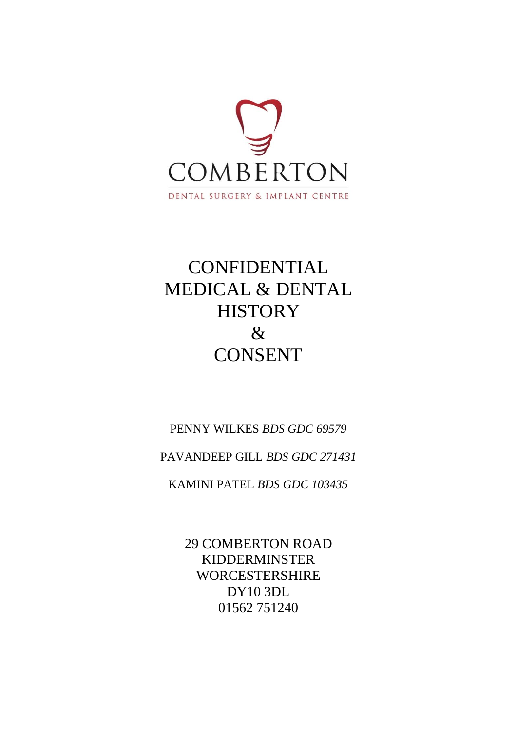COMBERTON

DENTAL SURGERY & IMPLANT CENTRE

# CONFIDENTIAL MEDICAL & DENTAL HISTORY & CONSENT

PENNY WILKES *BDS GDC 69579*

PAVANDEEP GILL *BDS GDC 271431*

KAMINI PATEL *BDS GDC 103435*

29 COMBERTON ROAD
KIDDERMINSTER
WORCESTERSHIRE
DY10 3DL
01562 751240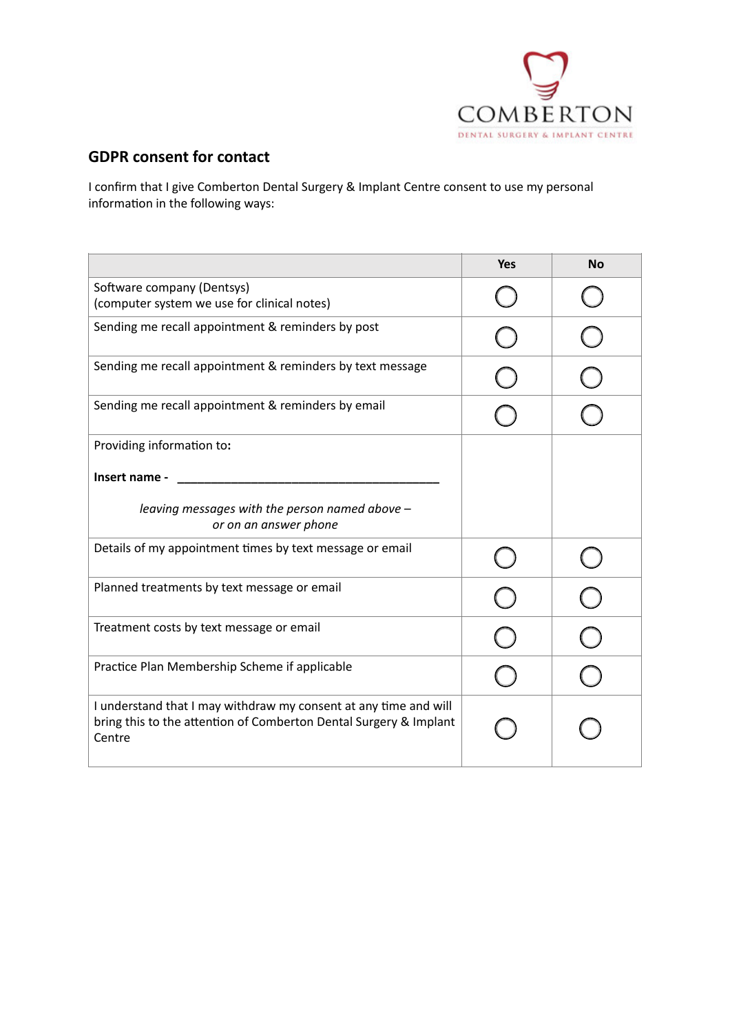COMBERTON
DENTAL SURGERY & IMPLANT CENTRE

## GDPR consent for contact

I confirm that I give Comberton Dental Surgery & Implant Centre consent to use my personal information in the following ways:

| | Yes | No |
|---|---|---|
| Software company (Dentsys)<br>(computer system we use for clinical notes) | ○ | ○ |
| Sending me recall appointment & reminders by post | ○ | ○ |
| Sending me recall appointment & reminders by text message | ○ | ○ |
| Sending me recall appointment & reminders by email | ○ | ○ |
| Providing information to:<br><br>**Insert name -** ________________________________________<br><br>*leaving messages with the person named above – or on an answer phone* | | |
| Details of my appointment times by text message or email | ○ | ○ |
| Planned treatments by text message or email | ○ | ○ |
| Treatment costs by text message or email | ○ | ○ |
| Practice Plan Membership Scheme if applicable | ○ | ○ |
| I understand that I may withdraw my consent at any time and will bring this to the attention of Comberton Dental Surgery & Implant Centre | ○ | ○ |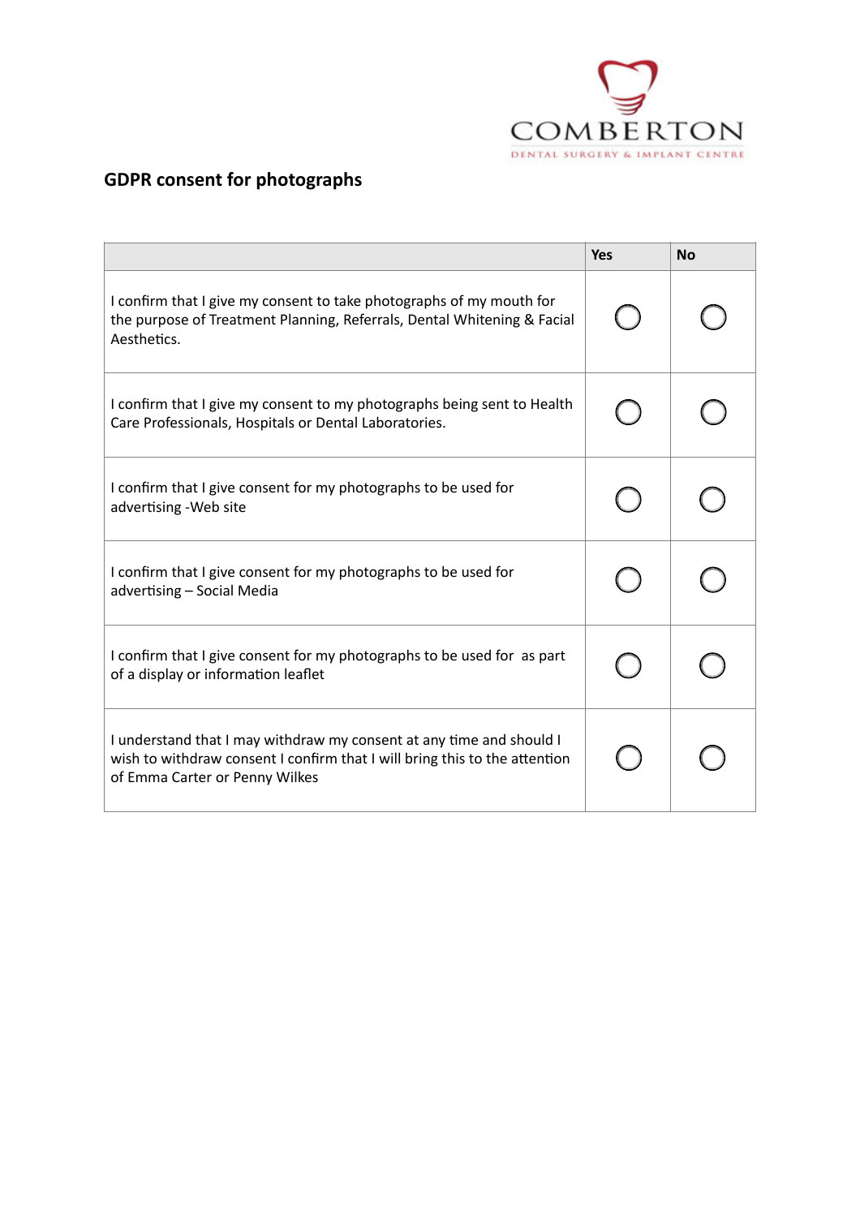COMBERTON

DENTAL SURGERY & IMPLANT CENTRE

## GDPR consent for photographs

| | Yes | No |
|---|---|---|
| I confirm that I give my consent to take photographs of my mouth for the purpose of Treatment Planning, Referrals, Dental Whitening & Facial Aesthetics. | ◯ | ◯ |
| I confirm that I give my consent to my photographs being sent to Health Care Professionals, Hospitals or Dental Laboratories. | ◯ | ◯ |
| I confirm that I give consent for my photographs to be used for advertising -Web site | ◯ | ◯ |
| I confirm that I give consent for my photographs to be used for advertising – Social Media | ◯ | ◯ |
| I confirm that I give consent for my photographs to be used for as part of a display or information leaflet | ◯ | ◯ |
| I understand that I may withdraw my consent at any time and should I wish to withdraw consent I confirm that I will bring this to the attention of Emma Carter or Penny Wilkes | ◯ | ◯ |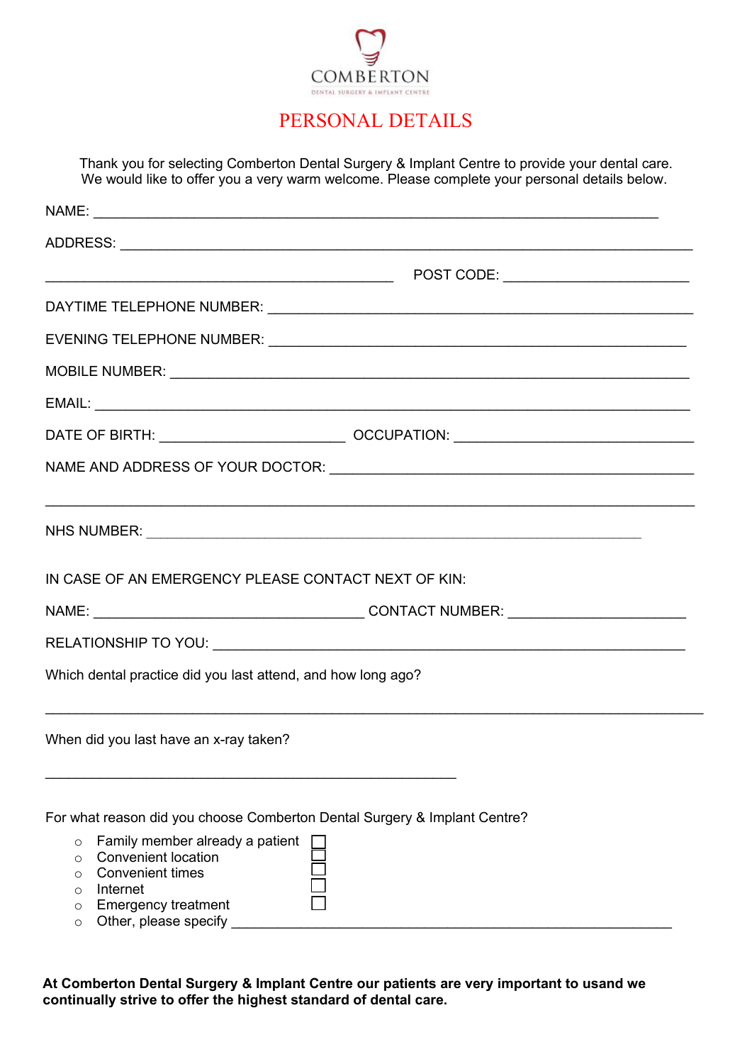COMBERTON

DENTAL SURGERY & IMPLANT CENTRE

# PERSONAL DETAILS

Thank you for selecting Comberton Dental Surgery & Implant Centre to provide your dental care.
We would like to offer you a very warm welcome. Please complete your personal details below.

NAME: ___________________________________________________________________________

ADDRESS: _______________________________________________________________________

_____________________________________________ POST CODE: ________________________

DAYTIME TELEPHONE NUMBER: _______________________________________________________

EVENING TELEPHONE NUMBER: ______________________________________________________

MOBILE NUMBER: ___________________________________________________________________

EMAIL: ___________________________________________________________________________

DATE OF BIRTH: ________________________ OCCUPATION: _______________________________

NAME AND ADDRESS OF YOUR DOCTOR: ___________________________________________

_________________________________________________________________________________

NHS NUMBER: _____________________________________________________________

IN CASE OF AN EMERGENCY PLEASE CONTACT NEXT OF KIN:

NAME: ___________________________________ CONTACT NUMBER: _______________________

RELATIONSHIP TO YOU: ______________________________________________________________

Which dental practice did you last attend, and how long ago?

_________________________________________________________________________________

When did you last have an x-ray taken?

_____________________________________________________

For what reason did you choose Comberton Dental Surgery & Implant Centre?

- Family member already a patient ☐
- Convenient location ☐
- Convenient times ☐
- Internet ☐
- Emergency treatment ☐
- Other, please specify ___________________________________________________________

**At Comberton Dental Surgery & Implant Centre our patients are very important to usand we continually strive to offer the highest standard of dental care.**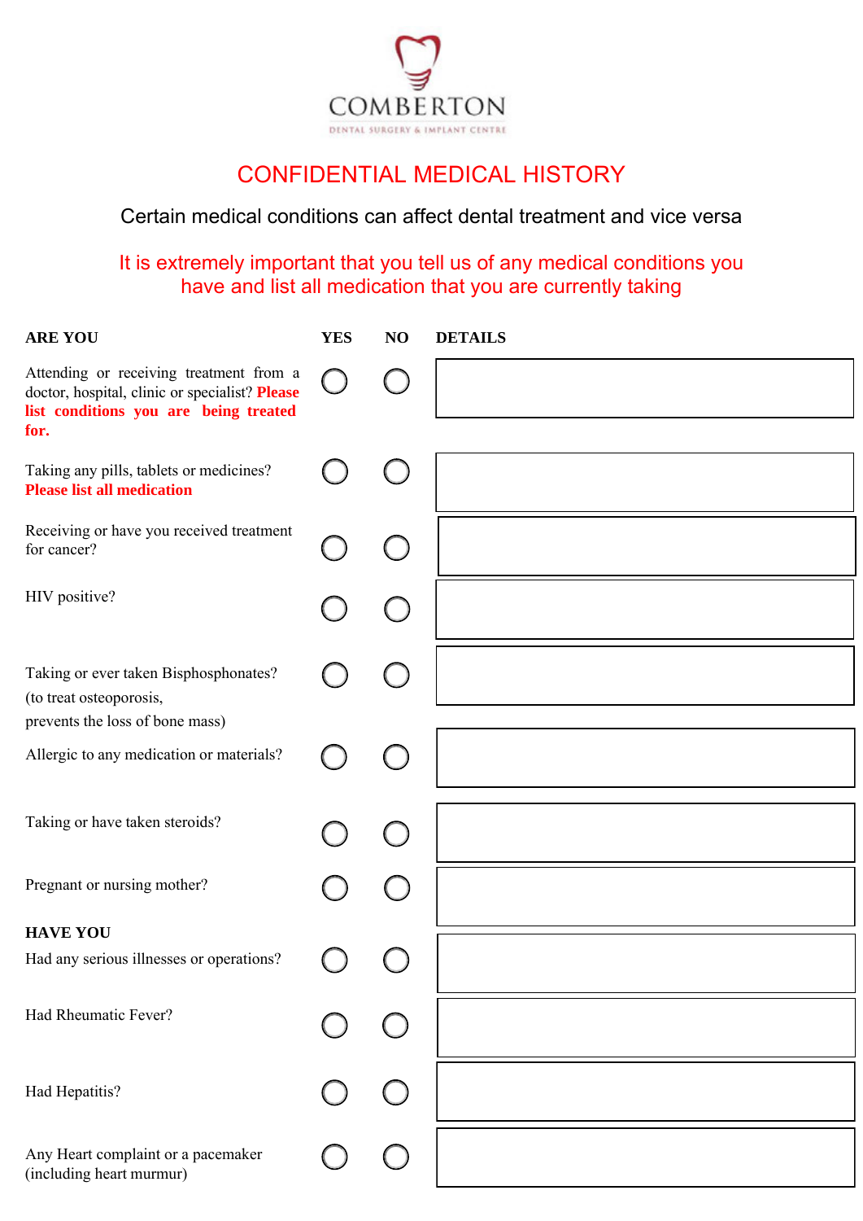COMBERTON

DENTAL SURGERY & IMPLANT CENTRE

# CONFIDENTIAL MEDICAL HISTORY

Certain medical conditions can affect dental treatment and vice versa

It is extremely important that you tell us of any medical conditions you have and list all medication that you are currently taking

| ARE YOU | YES | NO | DETAILS |
|---|---|---|---|
| Attending or receiving treatment from a doctor, hospital, clinic or specialist? **Please list conditions you are being treated for.** | ◯ | ◯ | |
| Taking any pills, tablets or medicines? **Please list all medication** | ◯ | ◯ | |
| Receiving or have you received treatment for cancer? | ◯ | ◯ | |
| HIV positive? | ◯ | ◯ | |
| Taking or ever taken Bisphosphonates? (to treat osteoporosis, prevents the loss of bone mass) | ◯ | ◯ | |
| Allergic to any medication or materials? | ◯ | ◯ | |
| Taking or have taken steroids? | ◯ | ◯ | |
| Pregnant or nursing mother? | ◯ | ◯ | |
| **HAVE YOU** | | | |
| Had any serious illnesses or operations? | ◯ | ◯ | |
| Had Rheumatic Fever? | ◯ | ◯ | |
| Had Hepatitis? | ◯ | ◯ | |
| Any Heart complaint or a pacemaker (including heart murmur) | ◯ | ◯ | |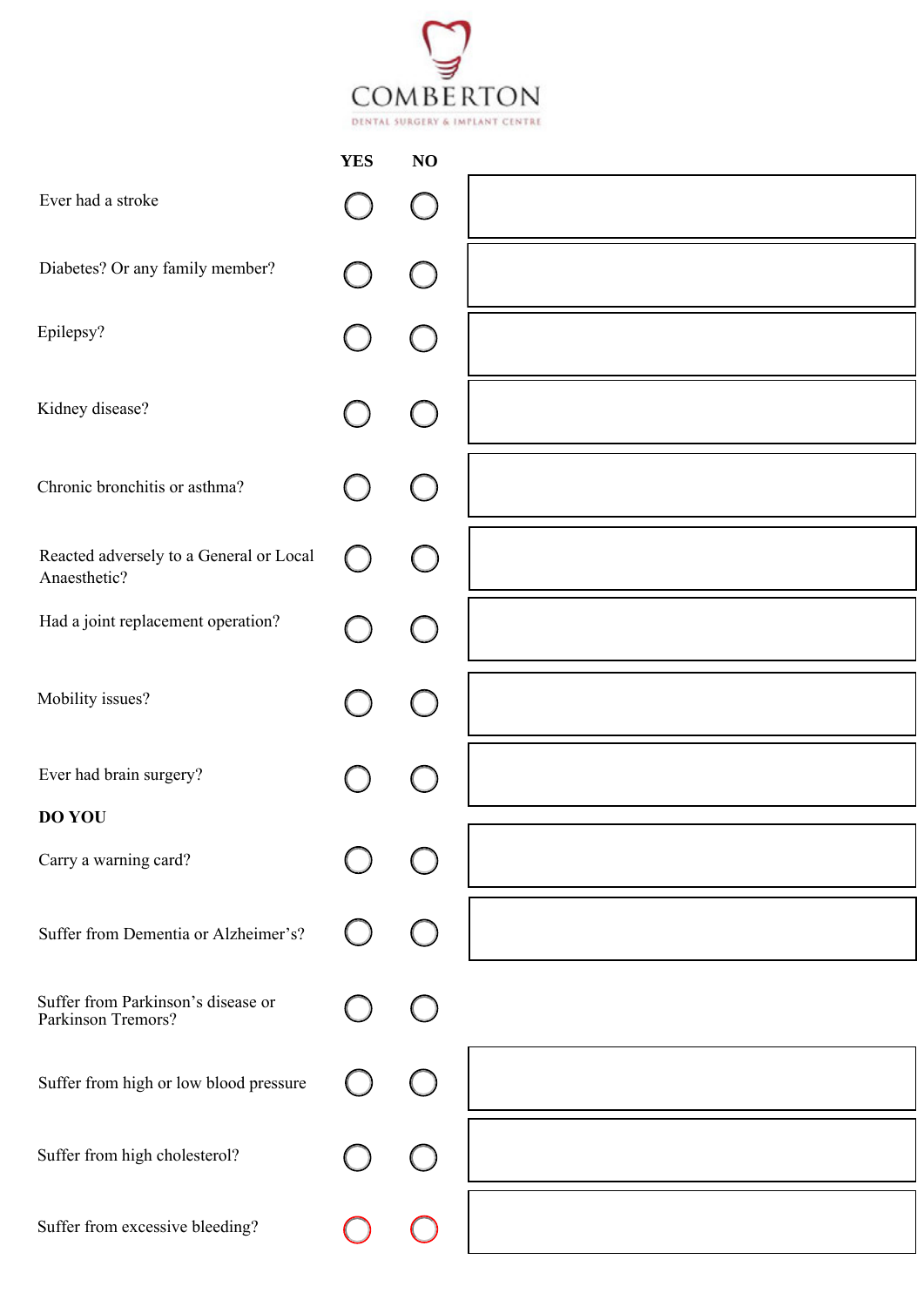# COMBERTON

DENTAL SURGERY & IMPLANT CENTRE

| | YES | NO | |
|---|---|---|---|
| Ever had a stroke | ○ | ○ | |
| Diabetes? Or any family member? | ○ | ○ | |
| Epilepsy? | ○ | ○ | |
| Kidney disease? | ○ | ○ | |
| Chronic bronchitis or asthma? | ○ | ○ | |
| Reacted adversely to a General or Local Anaesthetic? | ○ | ○ | |
| Had a joint replacement operation? | ○ | ○ | |
| Mobility issues? | ○ | ○ | |
| Ever had brain surgery? | ○ | ○ | |
| **DO YOU** | | | |
| Carry a warning card? | ○ | ○ | |
| Suffer from Dementia or Alzheimer's? | ○ | ○ | |
| Suffer from Parkinson's disease or Parkinson Tremors? | ○ | ○ | |
| Suffer from high or low blood pressure | ○ | ○ | |
| Suffer from high cholesterol? | ○ | ○ | |
| Suffer from excessive bleeding? | ○ | ○ | |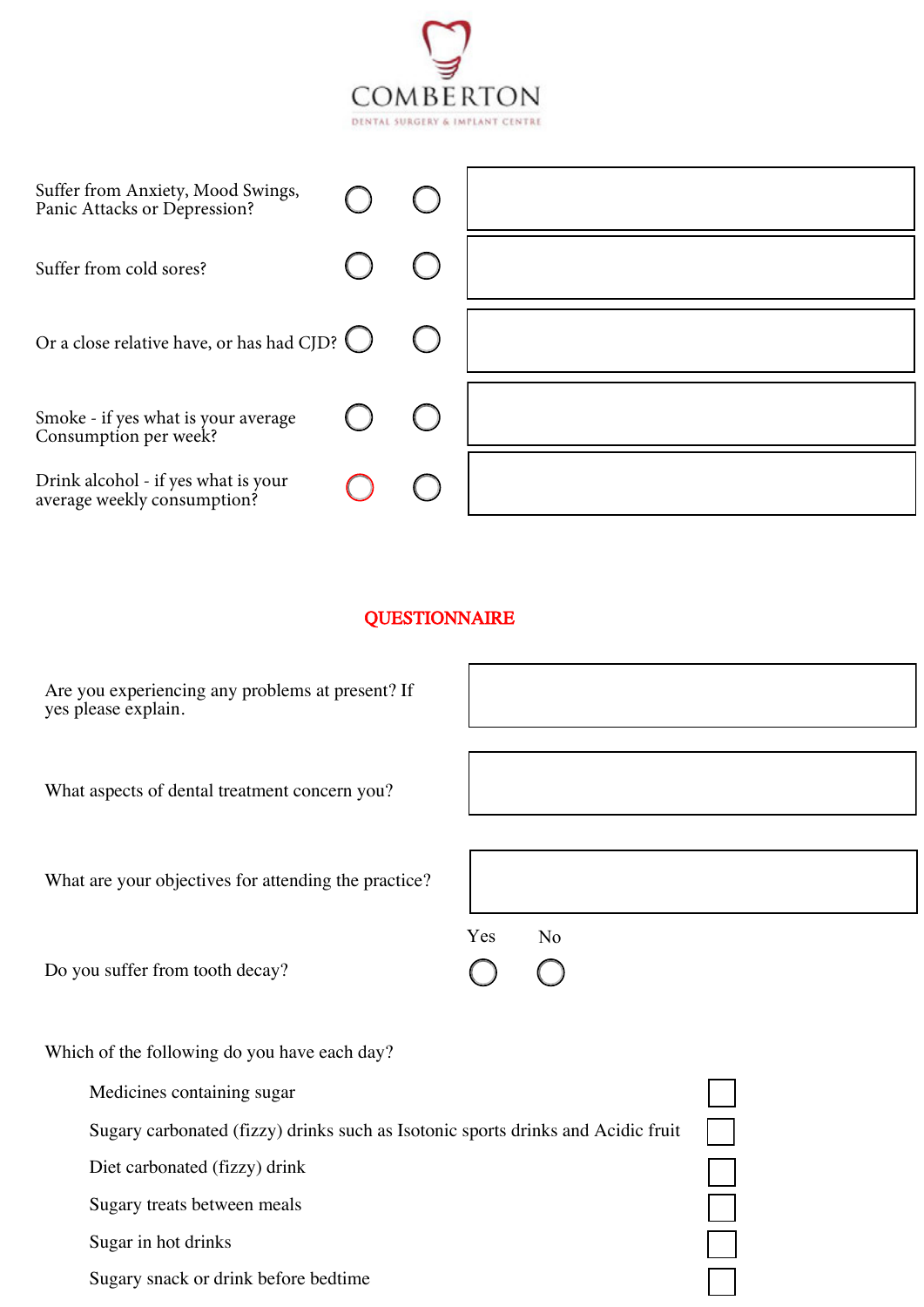COMBERTON

DENTAL SURGERY & IMPLANT CENTRE

| | | | |
|---|---|---|---|
| Suffer from Anxiety, Mood Swings, Panic Attacks or Depression? | ○ | ○ | |
| Suffer from cold sores? | ○ | ○ | |
| Or a close relative have, or has had CJD? | ○ | ○ | |
| Smoke - if yes what is your average Consumption per week? | ○ | ○ | |
| Drink alcohol - if yes what is your average weekly consumption? | ○ | ○ | |

## QUESTIONNAIRE

Are you experiencing any problems at present? If yes please explain.

What aspects of dental treatment concern you?

What are your objectives for attending the practice?

| | Yes | No |
|---|---|---|
| Do you suffer from tooth decay? | ○ | ○ |

Which of the following do you have each day?

- Medicines containing sugar ☐
- Sugary carbonated (fizzy) drinks such as Isotonic sports drinks and Acidic fruit ☐
- Diet carbonated (fizzy) drink ☐
- Sugary treats between meals ☐
- Sugar in hot drinks ☐
- Sugary snack or drink before bedtime ☐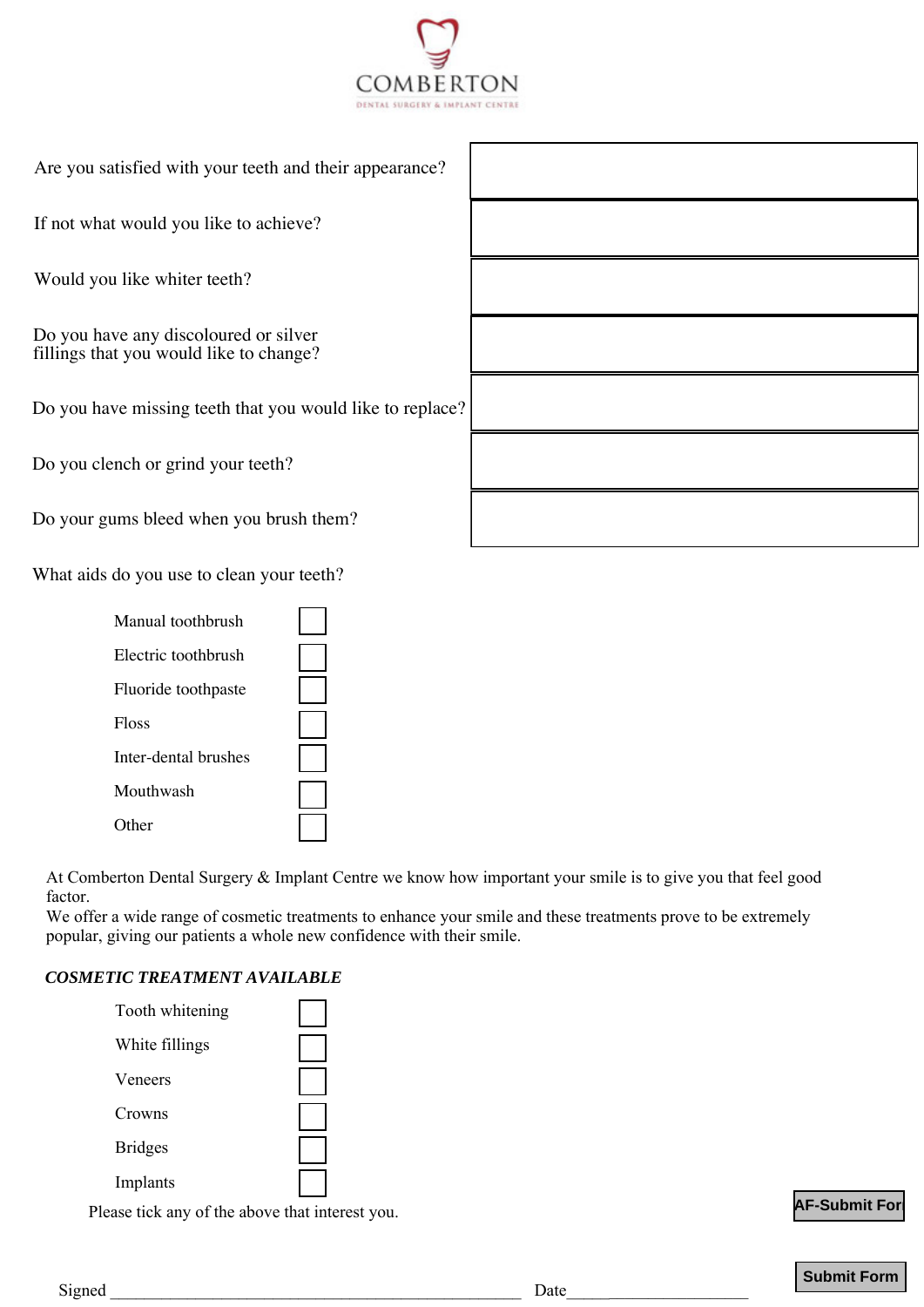COMBERTON

DENTAL SURGERY & IMPLANT CENTRE

| | |
|---|---|
| Are you satisfied with your teeth and their appearance? | |
| If not what would you like to achieve? | |
| Would you like whiter teeth? | |
| Do you have any discoloured or silver fillings that you would like to change? | |
| Do you have missing teeth that you would like to replace? | |
| Do you clench or grind your teeth? | |
| Do your gums bleed when you brush them? | |

What aids do you use to clean your teeth?

- Manual toothbrush ☐
- Electric toothbrush ☐
- Fluoride toothpaste ☐
- Floss ☐
- Inter-dental brushes ☐
- Mouthwash ☐
- Other ☐

At Comberton Dental Surgery & Implant Centre we know how important your smile is to give you that feel good factor.
We offer a wide range of cosmetic treatments to enhance your smile and these treatments prove to be extremely popular, giving our patients a whole new confidence with their smile.

***COSMETIC TREATMENT AVAILABLE***

- Tooth whitening ☐
- White fillings ☐
- Veneers ☐
- Crowns ☐
- Bridges ☐
- Implants ☐

Please tick any of the above that interest you.

AF-Submit For

Submit Form

Signed ______________________________________________ Date____________________